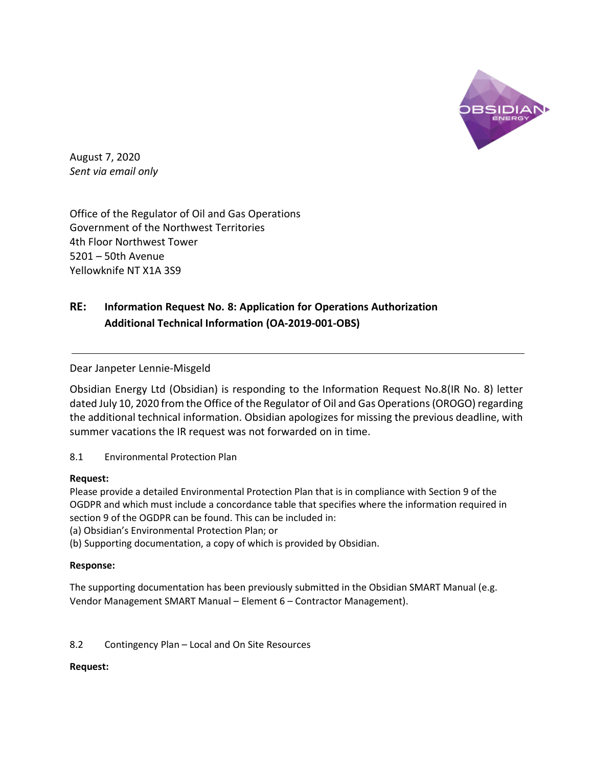August 7, 2020

*Sent via email only*

Office of the Regulator of Oil and Gas Operations
Government of the Northwest Territories
4th Floor Northwest Tower
5201 – 50th Avenue
Yellowknife NT X1A 3S9

## RE: Information Request No. 8: Application for Operations Authorization Additional Technical Information (OA-2019-001-OBS)

---

Dear Janpeter Lennie-Misgeld

Obsidian Energy Ltd (Obsidian) is responding to the Information Request No.8(IR No. 8) letter dated July 10, 2020 from the Office of the Regulator of Oil and Gas Operations (OROGO) regarding the additional technical information. Obsidian apologizes for missing the previous deadline, with summer vacations the IR request was not forwarded on in time.

8.1 Environmental Protection Plan

**Request:**

Please provide a detailed Environmental Protection Plan that is in compliance with Section 9 of the OGDPR and which must include a concordance table that specifies where the information required in section 9 of the OGDPR can be found. This can be included in:

(a) Obsidian's Environmental Protection Plan; or

(b) Supporting documentation, a copy of which is provided by Obsidian.

**Response:**

The supporting documentation has been previously submitted in the Obsidian SMART Manual (e.g. Vendor Management SMART Manual – Element 6 – Contractor Management).

8.2 Contingency Plan – Local and On Site Resources

**Request:**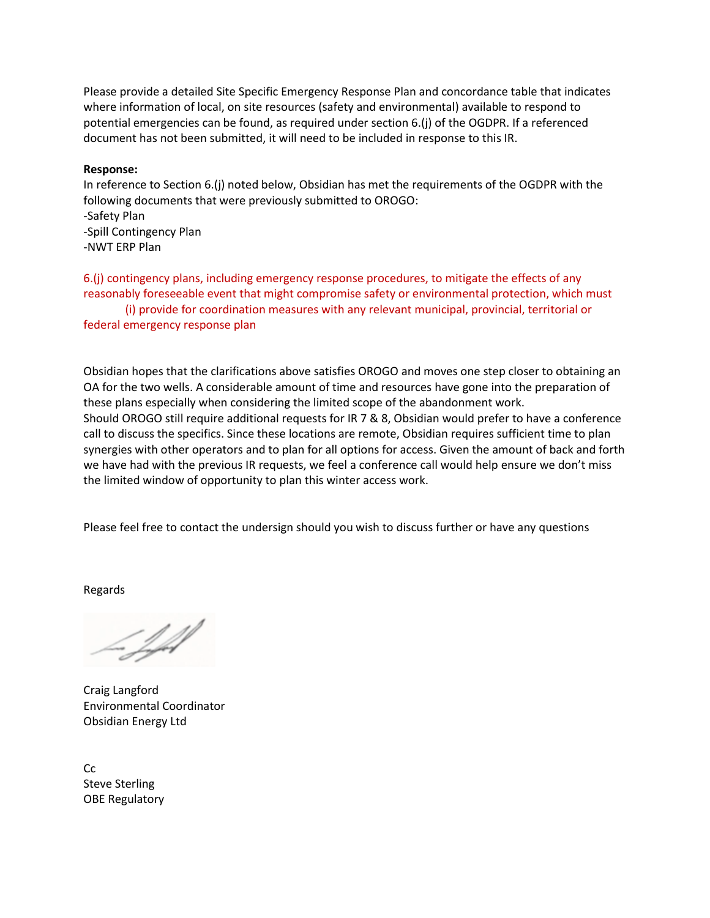Please provide a detailed Site Specific Emergency Response Plan and concordance table that indicates where information of local, on site resources (safety and environmental) available to respond to potential emergencies can be found, as required under section 6.(j) of the OGDPR. If a referenced document has not been submitted, it will need to be included in response to this IR.

**Response:**
In reference to Section 6.(j) noted below, Obsidian has met the requirements of the OGDPR with the following documents that were previously submitted to OROGO:
-Safety Plan
-Spill Contingency Plan
-NWT ERP Plan

6.(j) contingency plans, including emergency response procedures, to mitigate the effects of any reasonably foreseeable event that might compromise safety or environmental protection, which must
(i) provide for coordination measures with any relevant municipal, provincial, territorial or federal emergency response plan

Obsidian hopes that the clarifications above satisfies OROGO and moves one step closer to obtaining an OA for the two wells. A considerable amount of time and resources have gone into the preparation of these plans especially when considering the limited scope of the abandonment work.
Should OROGO still require additional requests for IR 7 & 8, Obsidian would prefer to have a conference call to discuss the specifics. Since these locations are remote, Obsidian requires sufficient time to plan synergies with other operators and to plan for all options for access. Given the amount of back and forth we have had with the previous IR requests, we feel a conference call would help ensure we don't miss the limited window of opportunity to plan this winter access work.

Please feel free to contact the undersign should you wish to discuss further or have any questions

Regards

Craig Langford
Environmental Coordinator
Obsidian Energy Ltd

Cc
Steve Sterling
OBE Regulatory